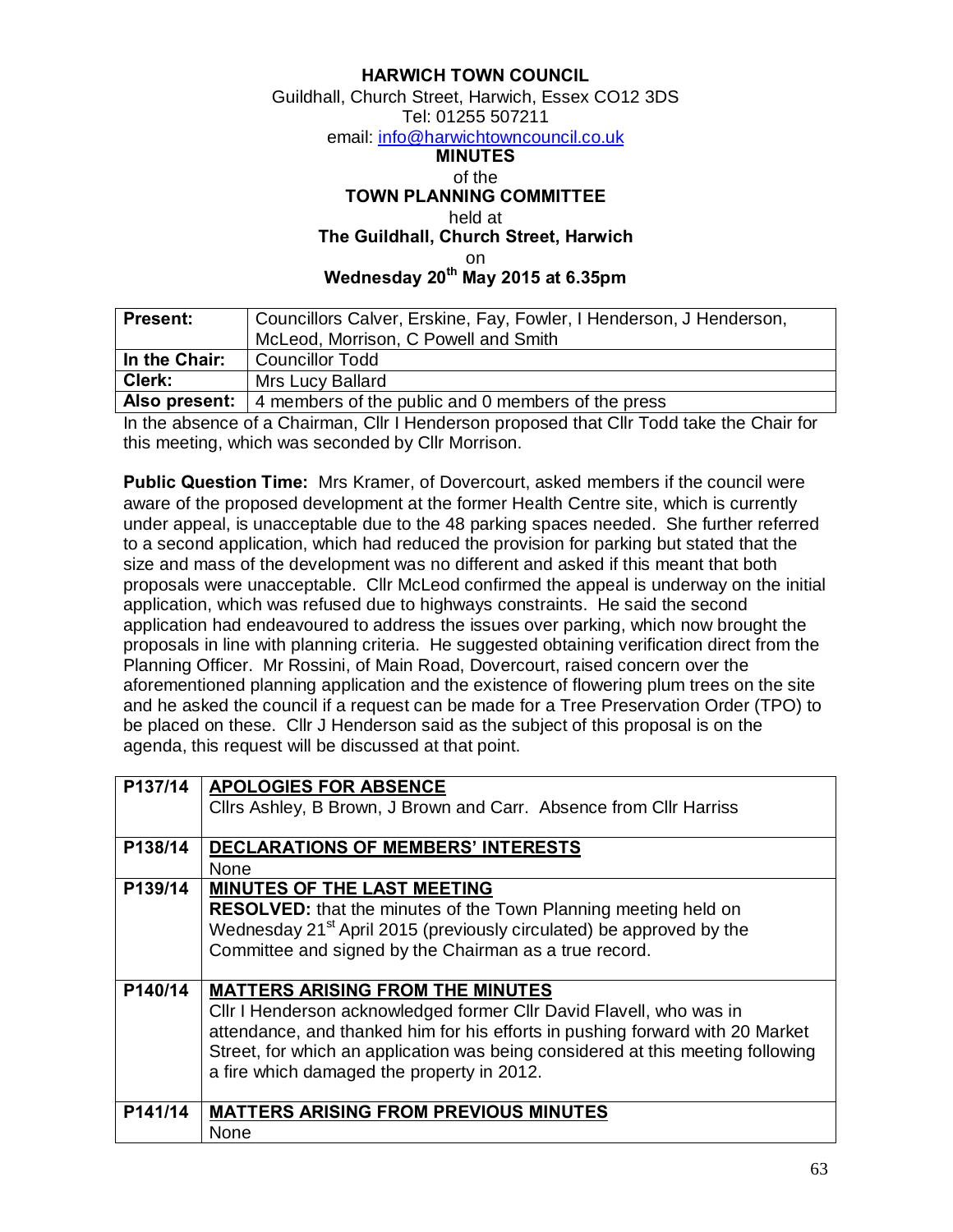# HARWICH TOWN COUNCIL

Guildhall, Church Street, Harwich, Essex CO12 3DS
Tel: 01255 507211
email: info@harwichtowncouncil.co.uk

## MINUTES

of the

## TOWN PLANNING COMMITTEE

held at

**The Guildhall, Church Street, Harwich**

on

**Wednesday 20th May 2015 at 6.35pm**

| | |
|---|---|
| **Present:** | Councillors Calver, Erskine, Fay, Fowler, I Henderson, J Henderson, McLeod, Morrison, C Powell and Smith |
| **In the Chair:** | Councillor Todd |
| **Clerk:** | Mrs Lucy Ballard |
| **Also present:** | 4 members of the public and 0 members of the press |

In the absence of a Chairman, Cllr I Henderson proposed that Cllr Todd take the Chair for this meeting, which was seconded by Cllr Morrison.

**Public Question Time:** Mrs Kramer, of Dovercourt, asked members if the council were aware of the proposed development at the former Health Centre site, which is currently under appeal, is unacceptable due to the 48 parking spaces needed. She further referred to a second application, which had reduced the provision for parking but stated that the size and mass of the development was no different and asked if this meant that both proposals were unacceptable. Cllr McLeod confirmed the appeal is underway on the initial application, which was refused due to highways constraints. He said the second application had endeavoured to address the issues over parking, which now brought the proposals in line with planning criteria. He suggested obtaining verification direct from the Planning Officer. Mr Rossini, of Main Road, Dovercourt, raised concern over the aforementioned planning application and the existence of flowering plum trees on the site and he asked the council if a request can be made for a Tree Preservation Order (TPO) to be placed on these. Cllr J Henderson said as the subject of this proposal is on the agenda, this request will be discussed at that point.

| | |
|---|---|
| P137/14 | **APOLOGIES FOR ABSENCE**<br>Cllrs Ashley, B Brown, J Brown and Carr. Absence from Cllr Harriss |
| P138/14 | **DECLARATIONS OF MEMBERS' INTERESTS**<br>None |
| P139/14 | **MINUTES OF THE LAST MEETING**<br>**RESOLVED:** that the minutes of the Town Planning meeting held on Wednesday 21st April 2015 (previously circulated) be approved by the Committee and signed by the Chairman as a true record. |
| P140/14 | **MATTERS ARISING FROM THE MINUTES**<br>Cllr I Henderson acknowledged former Cllr David Flavell, who was in attendance, and thanked him for his efforts in pushing forward with 20 Market Street, for which an application was being considered at this meeting following a fire which damaged the property in 2012. |
| P141/14 | **MATTERS ARISING FROM PREVIOUS MINUTES**<br>None |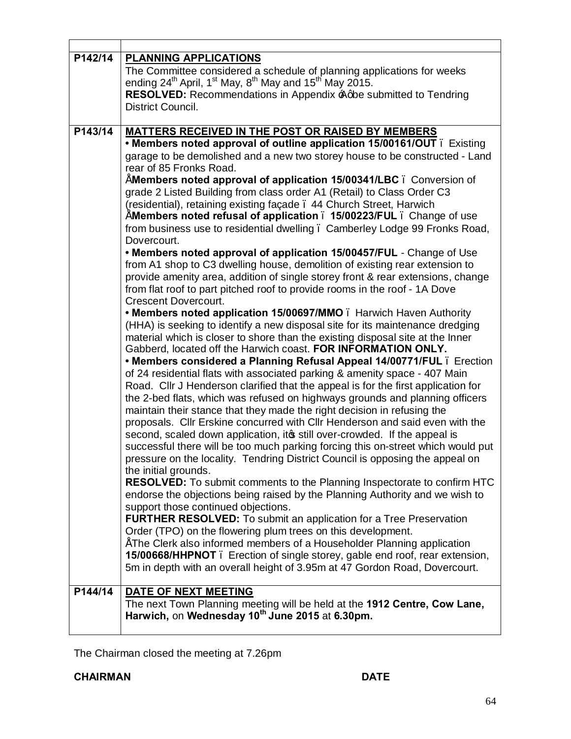| | |
|---|---|
| **P142/14** | **PLANNING APPLICATIONS**<br>The Committee considered a schedule of planning applications for weeks ending 24th April, 1st May, 8th May and 15th May 2015.<br>**RESOLVED:** Recommendations in Appendix 'A' be submitted to Tendring District Council. |
| **P143/14** | **MATTERS RECEIVED IN THE POST OR RAISED BY MEMBERS**<br>• **Members noted approval of outline application 15/00161/OUT** – Existing garage to be demolished and a new two storey house to be constructed - Land rear of 85 Fronks Road.<br>• **Members noted approval of application 15/00341/LBC** – Conversion of grade 2 Listed Building from class order A1 (Retail) to Class Order C3 (residential), retaining existing façade – 44 Church Street, Harwich<br>• **Members noted refusal of application – 15/00223/FUL** – Change of use from business use to residential dwelling – Camberley Lodge 99 Fronks Road, Dovercourt.<br>• **Members noted approval of application 15/00457/FUL** - Change of Use from A1 shop to C3 dwelling house, demolition of existing rear extension to provide amenity area, addition of single storey front & rear extensions, change from flat roof to part pitched roof to provide rooms in the roof - 1A Dove Crescent Dovercourt.<br>• **Members noted application 15/00697/MMO** – Harwich Haven Authority (HHA) is seeking to identify a new disposal site for its maintenance dredging material which is closer to shore than the existing disposal site at the Inner Gabberd, located off the Harwich coast. **FOR INFORMATION ONLY.**<br>• **Members considered a Planning Refusal Appeal 14/00771/FUL** – Erection of 24 residential flats with associated parking & amenity space - 407 Main Road. Cllr J Henderson clarified that the appeal is for the first application for the 2-bed flats, which was refused on highways grounds and planning officers maintain their stance that they made the right decision in refusing the proposals. Cllr Erskine concurred with Cllr Henderson and said even with the second, scaled down application, it's still over-crowded. If the appeal is successful there will be too much parking forcing this on-street which would put pressure on the locality. Tendring District Council is opposing the appeal on the initial grounds.<br>**RESOLVED:** To submit comments to the Planning Inspectorate to confirm HTC endorse the objections being raised by the Planning Authority and we wish to support those continued objections.<br>**FURTHER RESOLVED:** To submit an application for a Tree Preservation Order (TPO) on the flowering plum trees on this development.<br>• The Clerk also informed members of a Householder Planning application **15/00668/HHPNOT** – Erection of single storey, gable end roof, rear extension, 5m in depth with an overall height of 3.95m at 47 Gordon Road, Dovercourt. |
| **P144/14** | **DATE OF NEXT MEETING**<br>The next Town Planning meeting will be held at the **1912 Centre, Cow Lane, Harwich,** on **Wednesday 10th June 2015** at **6.30pm.** |

The Chairman closed the meeting at 7.26pm

**CHAIRMAN** **DATE**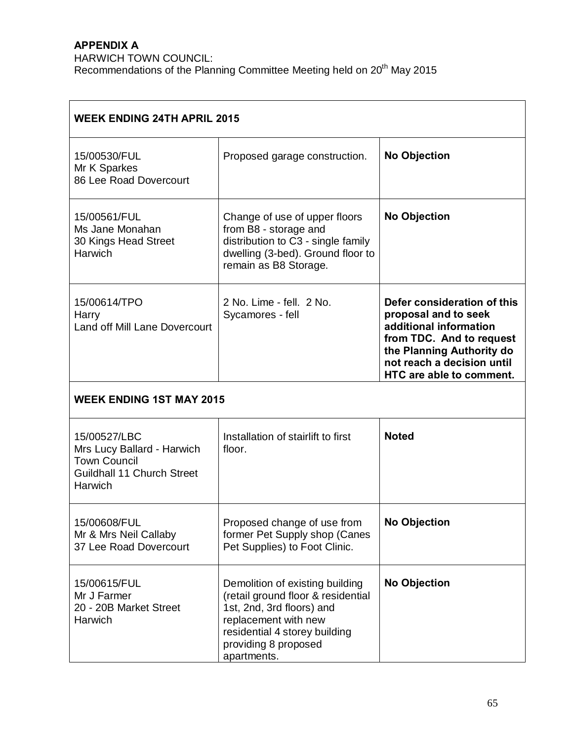**APPENDIX A**
HARWICH TOWN COUNCIL:
Recommendations of the Planning Committee Meeting held on 20th May 2015

| **WEEK ENDING 24TH APRIL 2015** | | |
|---|---|---|
| 15/00530/FUL<br>Mr K Sparkes<br>86 Lee Road Dovercourt | Proposed garage construction. | **No Objection** |
| 15/00561/FUL<br>Ms Jane Monahan<br>30 Kings Head Street<br>Harwich | Change of use of upper floors from B8 - storage and distribution to C3 - single family dwelling (3-bed). Ground floor to remain as B8 Storage. | **No Objection** |
| 15/00614/TPO<br>Harry<br>Land off Mill Lane Dovercourt | 2 No. Lime - fell. 2 No. Sycamores - fell | **Defer consideration of this proposal and to seek additional information from TDC. And to request the Planning Authority do not reach a decision until HTC are able to comment.** |
| **WEEK ENDING 1ST MAY 2015** | | |
| 15/00527/LBC<br>Mrs Lucy Ballard - Harwich Town Council<br>Guildhall 11 Church Street<br>Harwich | Installation of stairlift to first floor. | **Noted** |
| 15/00608/FUL<br>Mr & Mrs Neil Callaby<br>37 Lee Road Dovercourt | Proposed change of use from former Pet Supply shop (Canes Pet Supplies) to Foot Clinic. | **No Objection** |
| 15/00615/FUL<br>Mr J Farmer<br>20 - 20B Market Street<br>Harwich | Demolition of existing building (retail ground floor & residential 1st, 2nd, 3rd floors) and replacement with new residential 4 storey building providing 8 proposed apartments. | **No Objection** |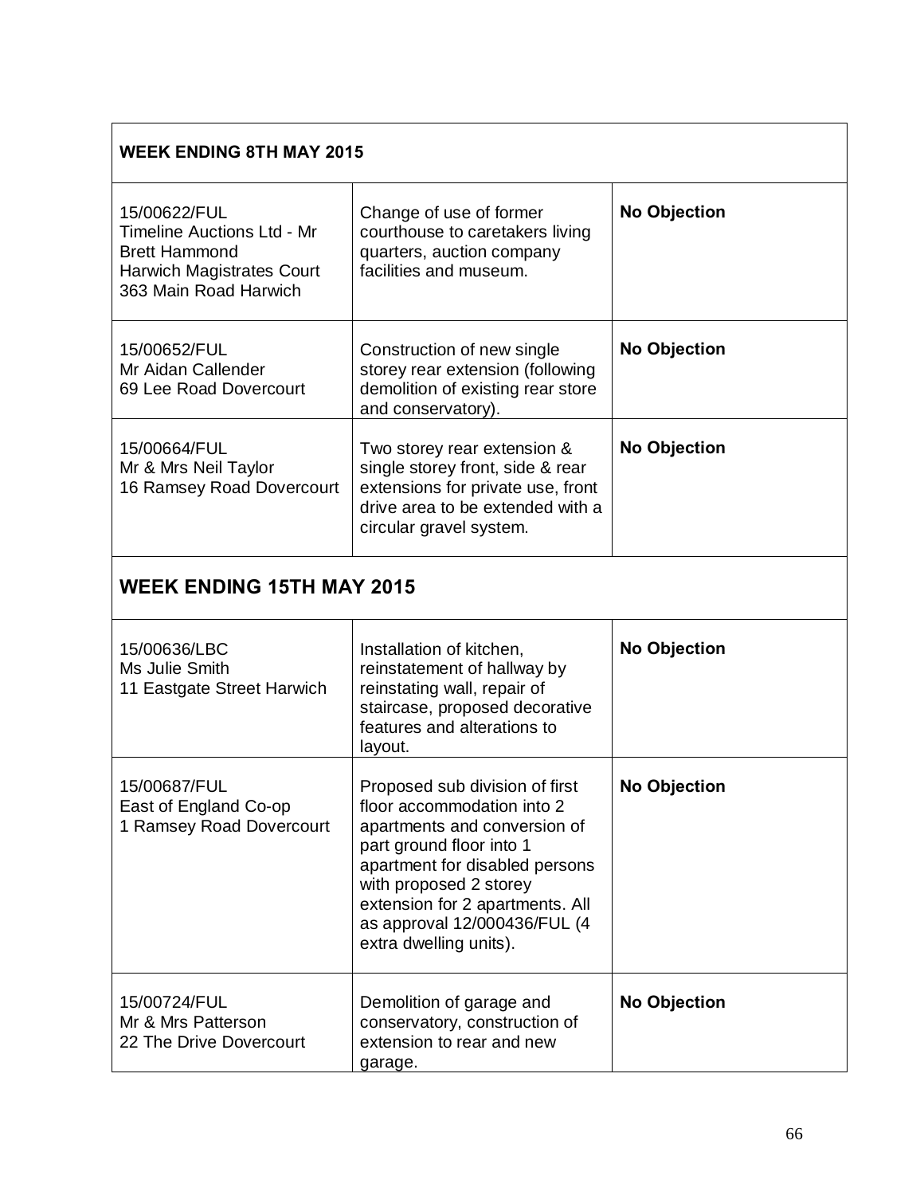| | | |
|---|---|---|
| **WEEK ENDING 8TH MAY 2015** | | |
| 15/00622/FUL<br>Timeline Auctions Ltd - Mr Brett Hammond<br>Harwich Magistrates Court<br>363 Main Road Harwich | Change of use of former courthouse to caretakers living quarters, auction company facilities and museum. | **No Objection** |
| 15/00652/FUL<br>Mr Aidan Callender<br>69 Lee Road Dovercourt | Construction of new single storey rear extension (following demolition of existing rear store and conservatory). | **No Objection** |
| 15/00664/FUL<br>Mr & Mrs Neil Taylor<br>16 Ramsey Road Dovercourt | Two storey rear extension & single storey front, side & rear extensions for private use, front drive area to be extended with a circular gravel system. | **No Objection** |
| **WEEK ENDING 15TH MAY 2015** | | |
| 15/00636/LBC<br>Ms Julie Smith<br>11 Eastgate Street Harwich | Installation of kitchen, reinstatement of hallway by reinstating wall, repair of staircase, proposed decorative features and alterations to layout. | **No Objection** |
| 15/00687/FUL<br>East of England Co-op<br>1 Ramsey Road Dovercourt | Proposed sub division of first floor accommodation into 2 apartments and conversion of part ground floor into 1 apartment for disabled persons with proposed 2 storey extension for 2 apartments. All as approval 12/000436/FUL (4 extra dwelling units). | **No Objection** |
| 15/00724/FUL<br>Mr & Mrs Patterson<br>22 The Drive Dovercourt | Demolition of garage and conservatory, construction of extension to rear and new garage. | **No Objection** |